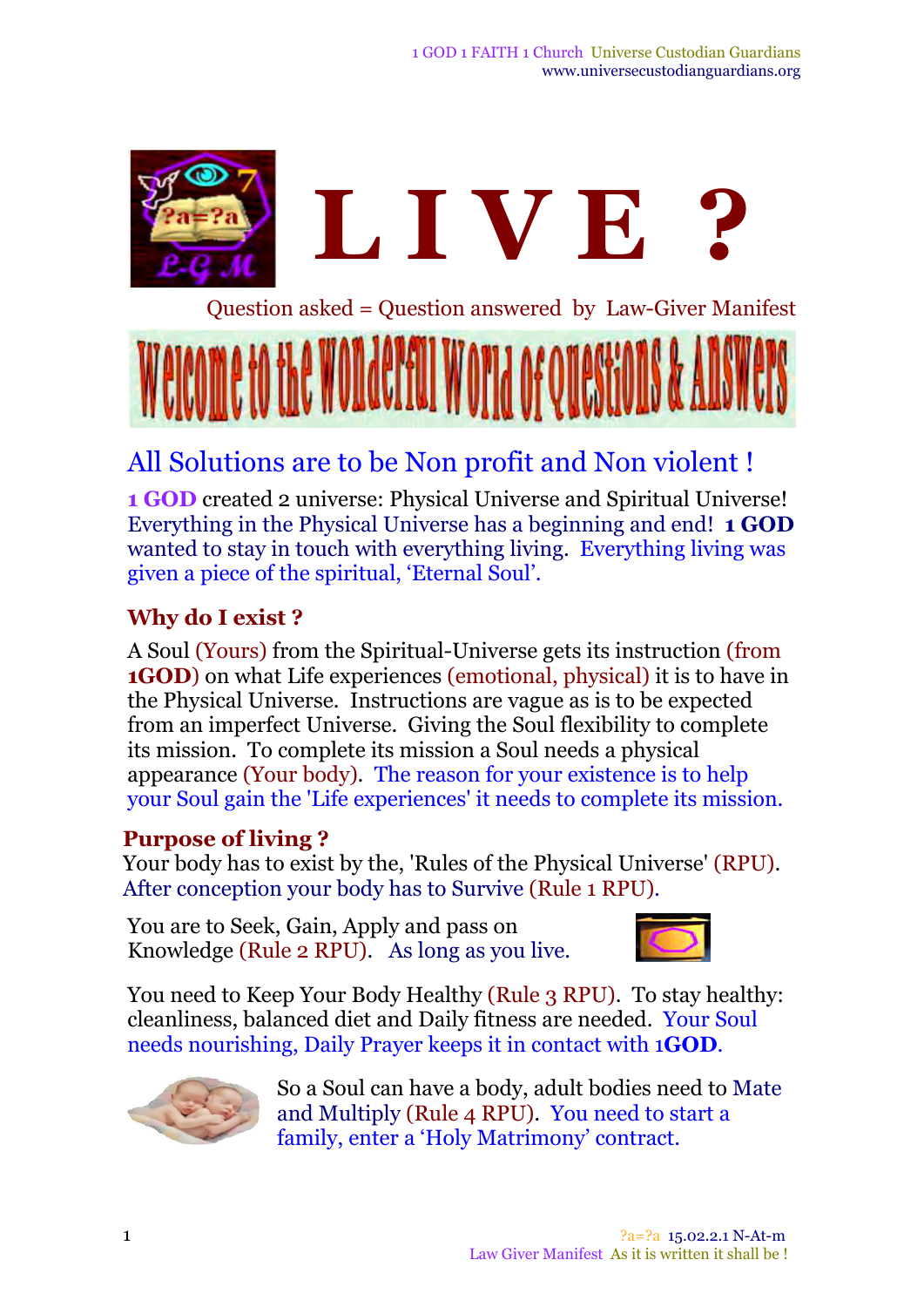# L I V E ?

Question asked = Question answered by Law-Giver Manifest

Welcome to the Wonderful World of Questions & Answers

## All Solutions are to be Non profit and Non violent !

**1 GOD** created 2 universe: Physical Universe and Spiritual Universe! Everything in the Physical Universe has a beginning and end! **1 GOD** wanted to stay in touch with everything living. Everything living was given a piece of the spiritual, 'Eternal Soul'.

### Why do I exist ?

A Soul (Yours) from the Spiritual-Universe gets its instruction (from **1GOD**) on what Life experiences (emotional, physical) it is to have in the Physical Universe. Instructions are vague as is to be expected from an imperfect Universe. Giving the Soul flexibility to complete its mission. To complete its mission a Soul needs a physical appearance (Your body). The reason for your existence is to help your Soul gain the 'Life experiences' it needs to complete its mission.

### Purpose of living ?

Your body has to exist by the, 'Rules of the Physical Universe' (RPU). After conception your body has to Survive (Rule 1 RPU).

You are to Seek, Gain, Apply and pass on Knowledge (Rule 2 RPU). As long as you live.

You need to Keep Your Body Healthy (Rule 3 RPU). To stay healthy: cleanliness, balanced diet and Daily fitness are needed. Your Soul needs nourishing, Daily Prayer keeps it in contact with 1**GOD**.

So a Soul can have a body, adult bodies need to Mate and Multiply (Rule 4 RPU). You need to start a family, enter a 'Holy Matrimony' contract.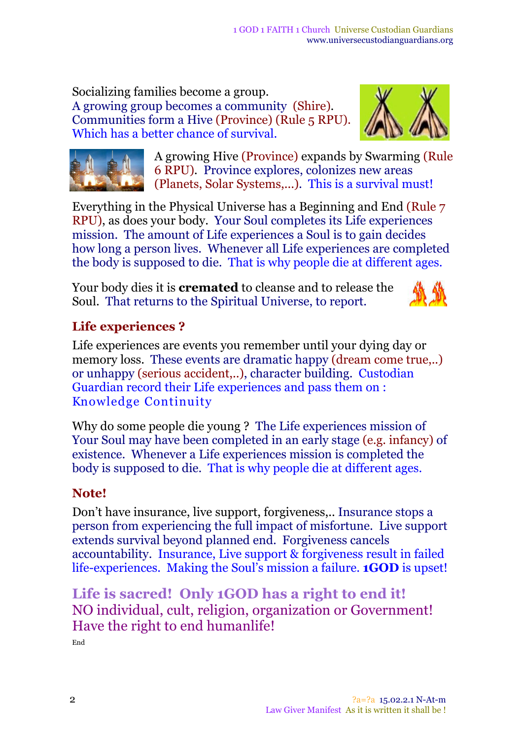Socializing families become a group.
A growing group becomes a community (Shire).
Communities form a Hive (Province) (Rule 5 RPU).
Which has a better chance of survival.

A growing Hive (Province) expands by Swarming (Rule 6 RPU). Province explores, colonizes new areas (Planets, Solar Systems,...). This is a survival must!

Everything in the Physical Universe has a Beginning and End (Rule 7 RPU), as does your body. Your Soul completes its Life experiences mission. The amount of Life experiences a Soul is to gain decides how long a person lives. Whenever all Life experiences are completed the body is supposed to die. That is why people die at different ages.

Your body dies it is **cremated** to cleanse and to release the Soul. That returns to the Spiritual Universe, to report.

### Life experiences ?

Life experiences are events you remember until your dying day or memory loss. These events are dramatic happy (dream come true,..) or unhappy (serious accident,..), character building. Custodian Guardian record their Life experiences and pass them on : Knowledge Continuity

Why do some people die young ? The Life experiences mission of Your Soul may have been completed in an early stage (e.g. infancy) of existence. Whenever a Life experiences mission is completed the body is supposed to die. That is why people die at different ages.

### Note!

Don't have insurance, live support, forgiveness,.. Insurance stops a person from experiencing the full impact of misfortune. Live support extends survival beyond planned end. Forgiveness cancels accountability. Insurance, Live support & forgiveness result in failed life-experiences. Making the Soul's mission a failure. **1GOD** is upset!

## Life is sacred! Only 1GOD has a right to end it!

NO individual, cult, religion, organization or Government! Have the right to end humanlife!

End